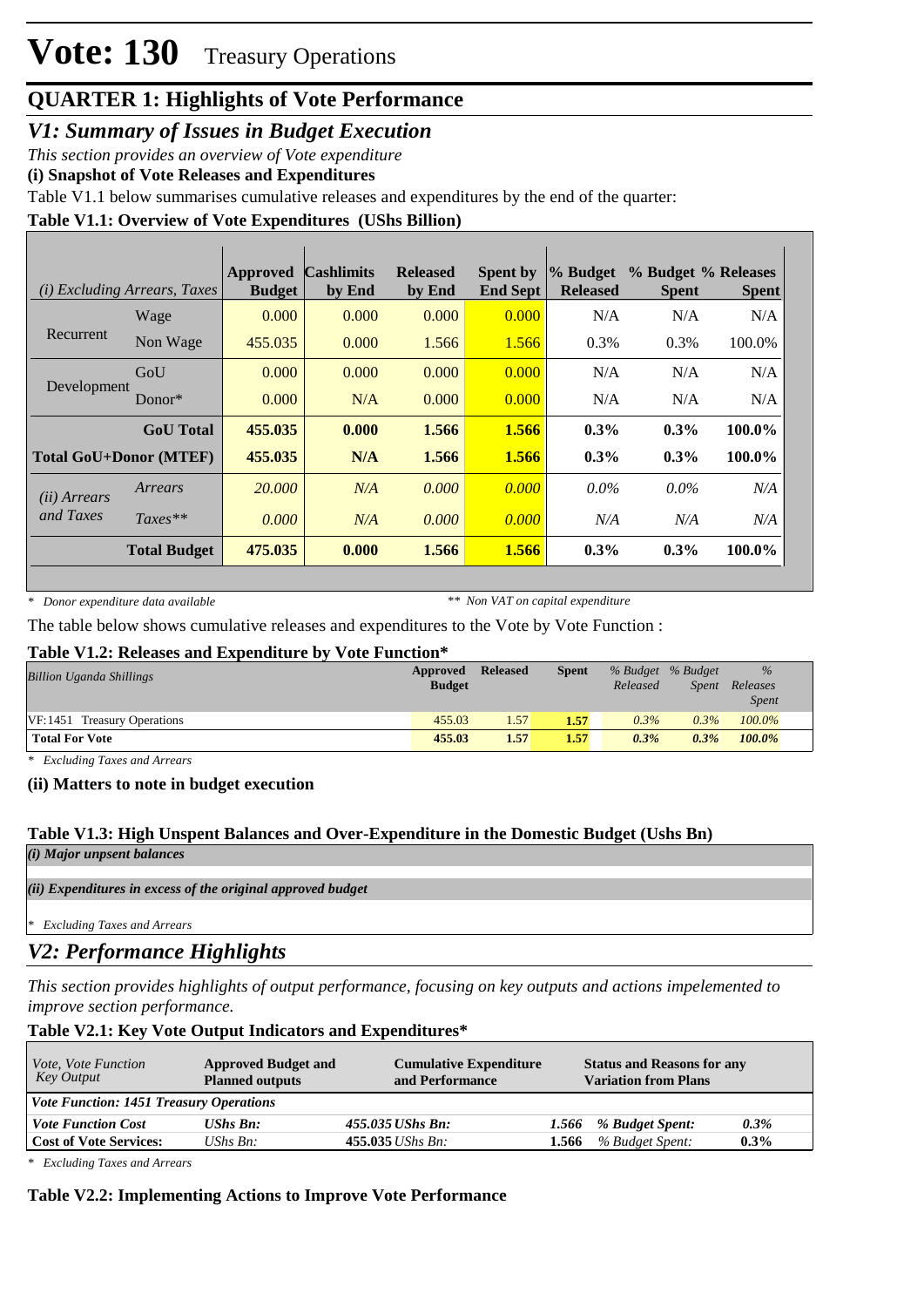# Vote: 130 Treasury Operations

## QUARTER 1: Highlights of Vote Performance

## *V1: Summary of Issues in Budget Execution*

*This section provides an overview of Vote expenditure*

**(i) Snapshot of Vote Releases and Expenditures**

Table V1.1 below summarises cumulative releases and expenditures by the end of the quarter:

**Table V1.1: Overview of Vote Expenditures (UShs Billion)**

| *(i) Excluding Arrears, Taxes* | | Approved Budget | Cashlimits by End | Released by End | Spent by End Sept | % Budget Released | % Budget Spent | % Releases Spent |
|---|---|---|---|---|---|---|---|---|
| Recurrent | Wage | 0.000 | 0.000 | 0.000 | 0.000 | N/A | N/A | N/A |
| | Non Wage | 455.035 | 0.000 | 1.566 | 1.566 | 0.3% | 0.3% | 100.0% |
| Development | GoU | 0.000 | 0.000 | 0.000 | 0.000 | N/A | N/A | N/A |
| | Donor* | 0.000 | N/A | 0.000 | 0.000 | N/A | N/A | N/A |
| | **GoU Total** | **455.035** | **0.000** | **1.566** | **1.566** | **0.3%** | **0.3%** | **100.0%** |
| **Total GoU+Donor (MTEF)** | | **455.035** | **N/A** | **1.566** | **1.566** | **0.3%** | **0.3%** | **100.0%** |
| *(ii) Arrears and Taxes* | *Arrears* | *20.000* | *N/A* | *0.000* | *0.000* | *0.0%* | *0.0%* | *N/A* |
| | *Taxes*** | *0.000* | *N/A* | *0.000* | *0.000* | *N/A* | *N/A* | *N/A* |
| | **Total Budget** | **475.035** | **0.000** | **1.566** | **1.566** | **0.3%** | **0.3%** | **100.0%** |

*\* Donor expenditure data available* *\*\* Non VAT on capital expenditure*

The table below shows cumulative releases and expenditures to the Vote by Vote Function :

**Table V1.2: Releases and Expenditure by Vote Function***

| *Billion Uganda Shillings* | Approved Budget | Released | Spent | *% Budget Released* | *% Budget Spent* | *% Releases Spent* |
|---|---|---|---|---|---|---|
| VF:1451 Treasury Operations | 455.03 | 1.57 | 1.57 | 0.3% | 0.3% | 100.0% |
| **Total For Vote** | **455.03** | **1.57** | **1.57** | **0.3%** | **0.3%** | **100.0%** |

*\* Excluding Taxes and Arrears*

**(ii) Matters to note in budget execution**

**Table V1.3: High Unspent Balances and Over-Expenditure in the Domestic Budget (Ushs Bn)**

***(i) Major unpest balances***

***(ii) Expenditures in excess of the original approved budget***

*\* Excluding Taxes and Arrears*

## *V2: Performance Highlights*

*This section provides highlights of output performance, focusing on key outputs and actions impelemented to improve section performance.*

**Table V2.1: Key Vote Output Indicators and Expenditures***

| *Vote, Vote Function Key Output* | **Approved Budget and Planned outputs** | | **Cumulative Expenditure and Performance** | | **Status and Reasons for any Variation from Plans** | |
|---|---|---|---|---|---|---|
| ***Vote Function: 1451 Treasury Operations*** | | | | | | |
| ***Vote Function Cost*** | ***UShs Bn:*** | ***455.035*** | ***UShs Bn:*** | ***1.566*** | ***% Budget Spent:*** | ***0.3%*** |
| **Cost of Vote Services:** | *UShs Bn:* | **455.035** | *UShs Bn:* | **1.566** | *% Budget Spent:* | **0.3%** |

*\* Excluding Taxes and Arrears*

**Table V2.2: Implementing Actions to Improve Vote Performance**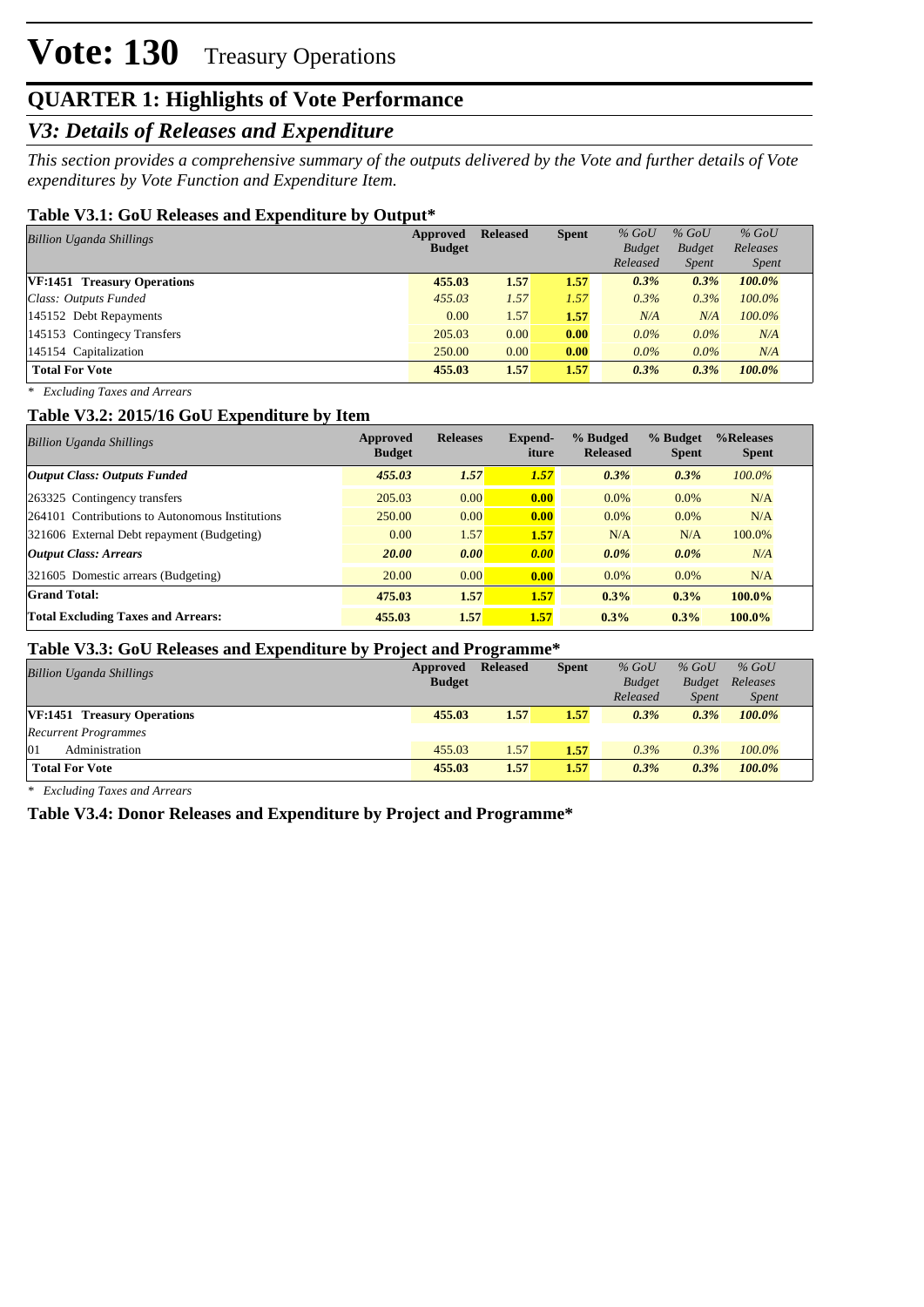# Vote: 130 Treasury Operations

## QUARTER 1: Highlights of Vote Performance

### *V3: Details of Releases and Expenditure*

*This section provides a comprehensive summary of the outputs delivered by the Vote and further details of Vote expenditures by Vote Function and Expenditure Item.*

**Table V3.1: GoU Releases and Expenditure by Output***

| *Billion Uganda Shillings* | Approved Budget | Released | Spent | *% GoU Budget Released* | *% GoU Budget Spent* | *% GoU Releases Spent* |
|---|---|---|---|---|---|---|
| **VF:1451 Treasury Operations** | **455.03** | **1.57** | **1.57** | ***0.3%*** | ***0.3%*** | ***100.0%*** |
| *Class: Outputs Funded* | *455.03* | *1.57* | *1.57* | *0.3%* | *0.3%* | *100.0%* |
| 145152 Debt Repayments | 0.00 | 1.57 | **1.57** | *N/A* | *N/A* | *100.0%* |
| 145153 Contingecy Transfers | 205.03 | 0.00 | **0.00** | *0.0%* | *0.0%* | *N/A* |
| 145154 Capitalization | 250.00 | 0.00 | **0.00** | *0.0%* | *0.0%* | *N/A* |
| **Total For Vote** | **455.03** | **1.57** | **1.57** | ***0.3%*** | ***0.3%*** | ***100.0%*** |

*\* Excluding Taxes and Arrears*

**Table V3.2: 2015/16 GoU Expenditure by Item**

| *Billion Uganda Shillings* | Approved Budget | Releases | Expend-iture | % Budged Released | % Budget Spent | %Releases Spent |
|---|---|---|---|---|---|---|
| ***Output Class: Outputs Funded*** | ***455.03*** | ***1.57*** | ***1.57*** | ***0.3%*** | ***0.3%*** | *100.0%* |
| 263325 Contingency transfers | 205.03 | 0.00 | **0.00** | 0.0% | 0.0% | N/A |
| 264101 Contributions to Autonomous Institutions | 250.00 | 0.00 | **0.00** | 0.0% | 0.0% | N/A |
| 321606 External Debt repayment (Budgeting) | 0.00 | 1.57 | **1.57** | N/A | N/A | 100.0% |
| ***Output Class: Arrears*** | ***20.00*** | ***0.00*** | ***0.00*** | ***0.0%*** | ***0.0%*** | *N/A* |
| 321605 Domestic arrears (Budgeting) | 20.00 | 0.00 | **0.00** | 0.0% | 0.0% | N/A |
| **Grand Total:** | **475.03** | **1.57** | **1.57** | **0.3%** | **0.3%** | **100.0%** |
| **Total Excluding Taxes and Arrears:** | **455.03** | **1.57** | **1.57** | **0.3%** | **0.3%** | **100.0%** |

**Table V3.3: GoU Releases and Expenditure by Project and Programme***

| *Billion Uganda Shillings* | Approved Budget | Released | Spent | *% GoU Budget Released* | *% GoU Budget Spent* | *% GoU Releases Spent* |
|---|---|---|---|---|---|---|
| **VF:1451 Treasury Operations** | **455.03** | **1.57** | **1.57** | ***0.3%*** | ***0.3%*** | ***100.0%*** |
| *Recurrent Programmes* | | | | | | |
| 01 Administration | 455.03 | 1.57 | **1.57** | *0.3%* | *0.3%* | *100.0%* |
| **Total For Vote** | **455.03** | **1.57** | **1.57** | ***0.3%*** | ***0.3%*** | ***100.0%*** |

*\* Excluding Taxes and Arrears*

**Table V3.4: Donor Releases and Expenditure by Project and Programme***